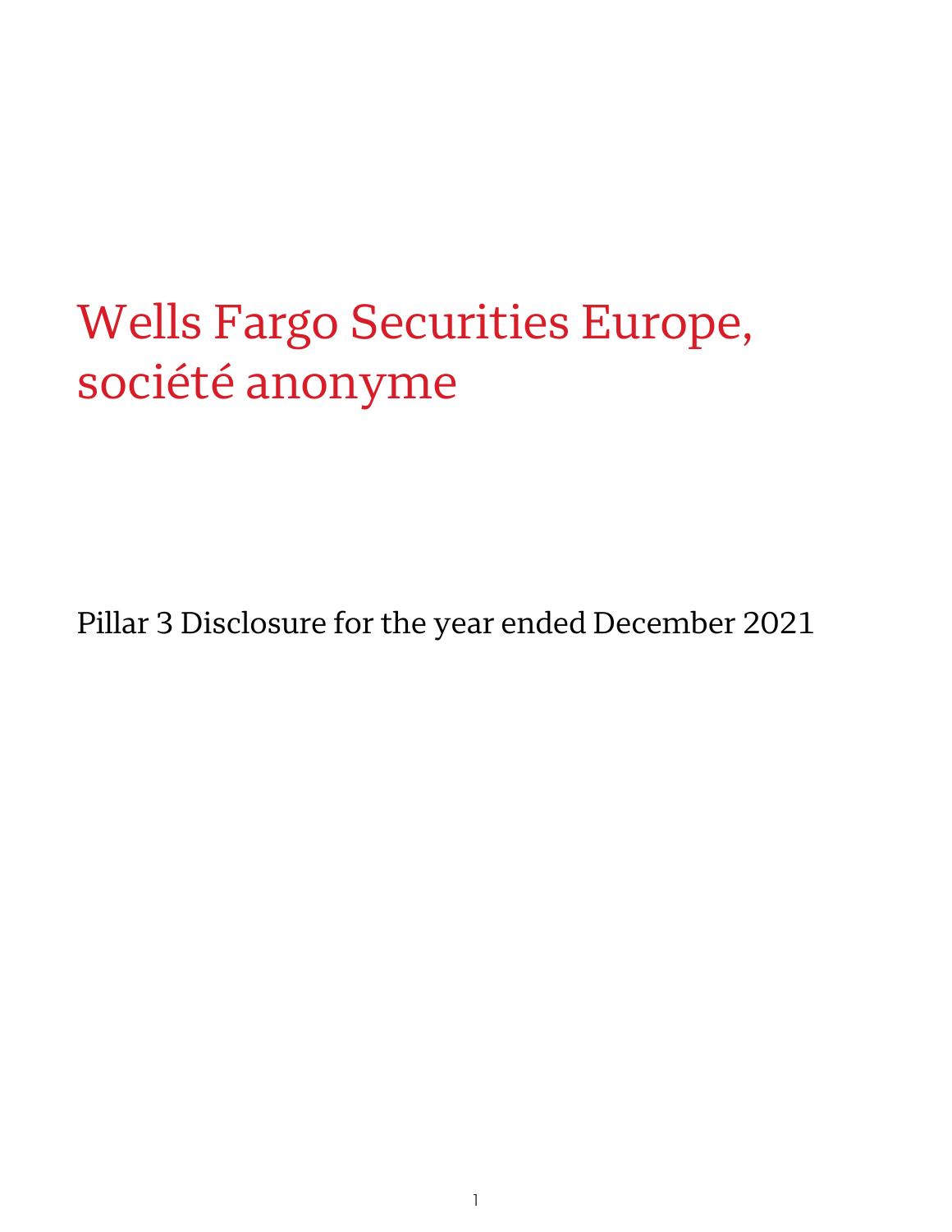# Wells Fargo Securities Europe, société anonyme

Pillar 3 Disclosure for the year ended December 2021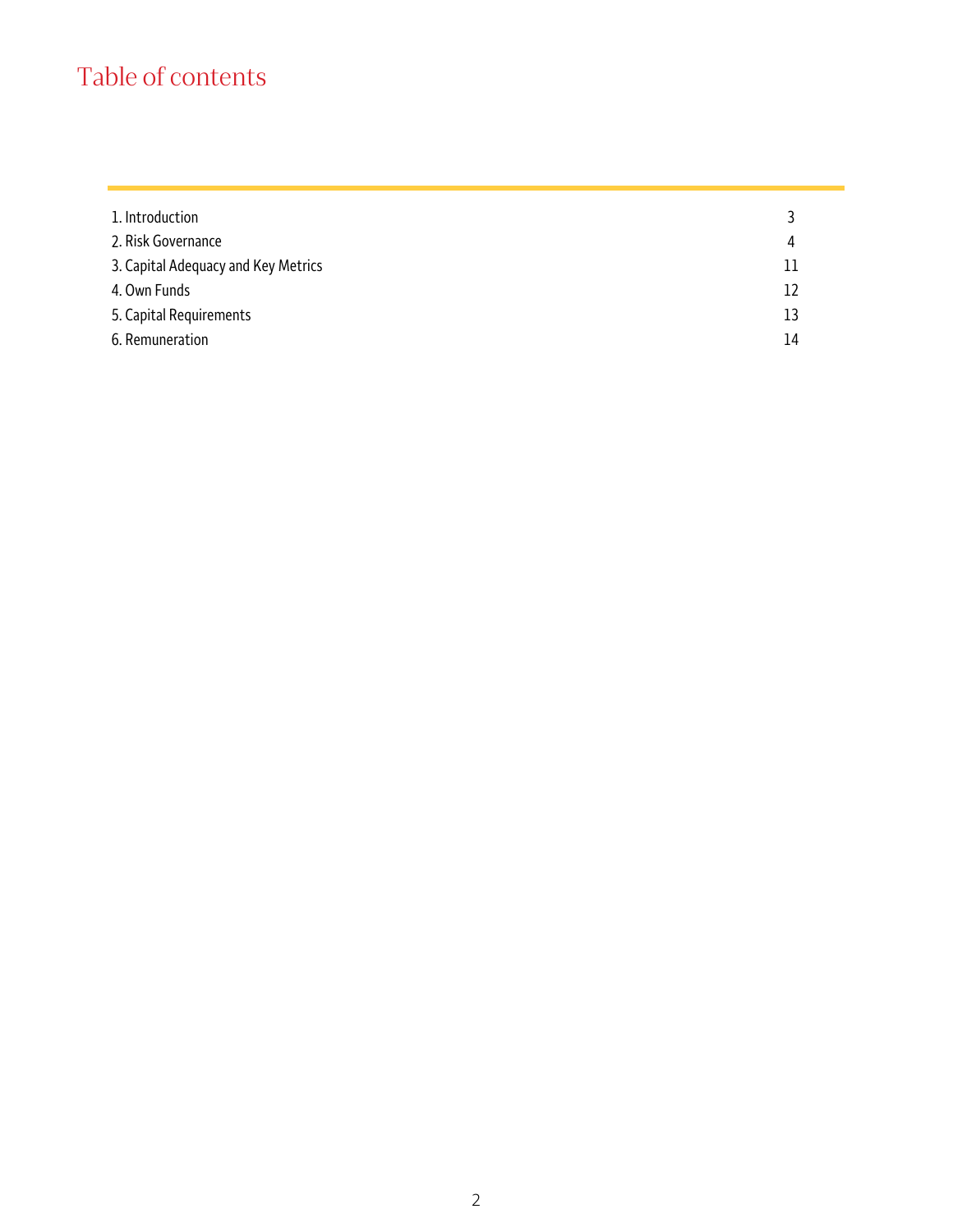# Table of contents

| | |
|---|---|
| 1. Introduction | 3 |
| 2. Risk Governance | 4 |
| 3. Capital Adequacy and Key Metrics | 11 |
| 4. Own Funds | 12 |
| 5. Capital Requirements | 13 |
| 6. Remuneration | 14 |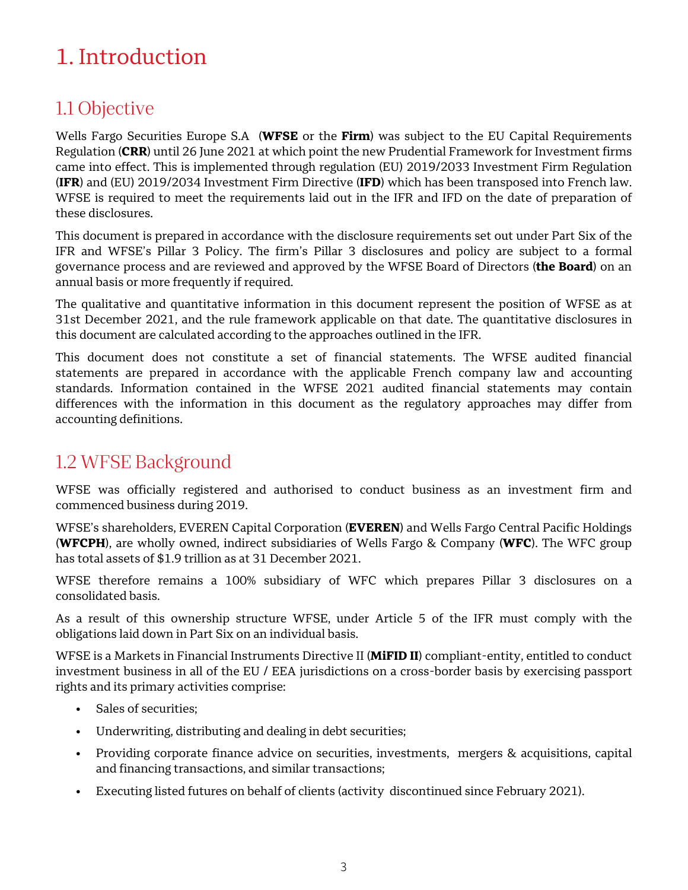# 1. Introduction

## 1.1 Objective

Wells Fargo Securities Europe S.A (**WFSE** or the **Firm**) was subject to the EU Capital Requirements Regulation (**CRR**) until 26 June 2021 at which point the new Prudential Framework for Investment firms came into effect. This is implemented through regulation (EU) 2019/2033 Investment Firm Regulation (**IFR**) and (EU) 2019/2034 Investment Firm Directive (**IFD**) which has been transposed into French law. WFSE is required to meet the requirements laid out in the IFR and IFD on the date of preparation of these disclosures.

This document is prepared in accordance with the disclosure requirements set out under Part Six of the IFR and WFSE's Pillar 3 Policy. The firm's Pillar 3 disclosures and policy are subject to a formal governance process and are reviewed and approved by the WFSE Board of Directors (**the Board**) on an annual basis or more frequently if required.

The qualitative and quantitative information in this document represent the position of WFSE as at 31st December 2021, and the rule framework applicable on that date. The quantitative disclosures in this document are calculated according to the approaches outlined in the IFR.

This document does not constitute a set of financial statements. The WFSE audited financial statements are prepared in accordance with the applicable French company law and accounting standards. Information contained in the WFSE 2021 audited financial statements may contain differences with the information in this document as the regulatory approaches may differ from accounting definitions.

## 1.2 WFSE Background

WFSE was officially registered and authorised to conduct business as an investment firm and commenced business during 2019.

WFSE's shareholders, EVEREN Capital Corporation (**EVEREN**) and Wells Fargo Central Pacific Holdings (**WFCPH**), are wholly owned, indirect subsidiaries of Wells Fargo & Company (**WFC**). The WFC group has total assets of $1.9 trillion as at 31 December 2021.

WFSE therefore remains a 100% subsidiary of WFC which prepares Pillar 3 disclosures on a consolidated basis.

As a result of this ownership structure WFSE, under Article 5 of the IFR must comply with the obligations laid down in Part Six on an individual basis.

WFSE is a Markets in Financial Instruments Directive II (**MiFID II**) compliant-entity, entitled to conduct investment business in all of the EU / EEA jurisdictions on a cross-border basis by exercising passport rights and its primary activities comprise:

- Sales of securities;
- Underwriting, distributing and dealing in debt securities;
- Providing corporate finance advice on securities, investments, mergers & acquisitions, capital and financing transactions, and similar transactions;
- Executing listed futures on behalf of clients (activity discontinued since February 2021).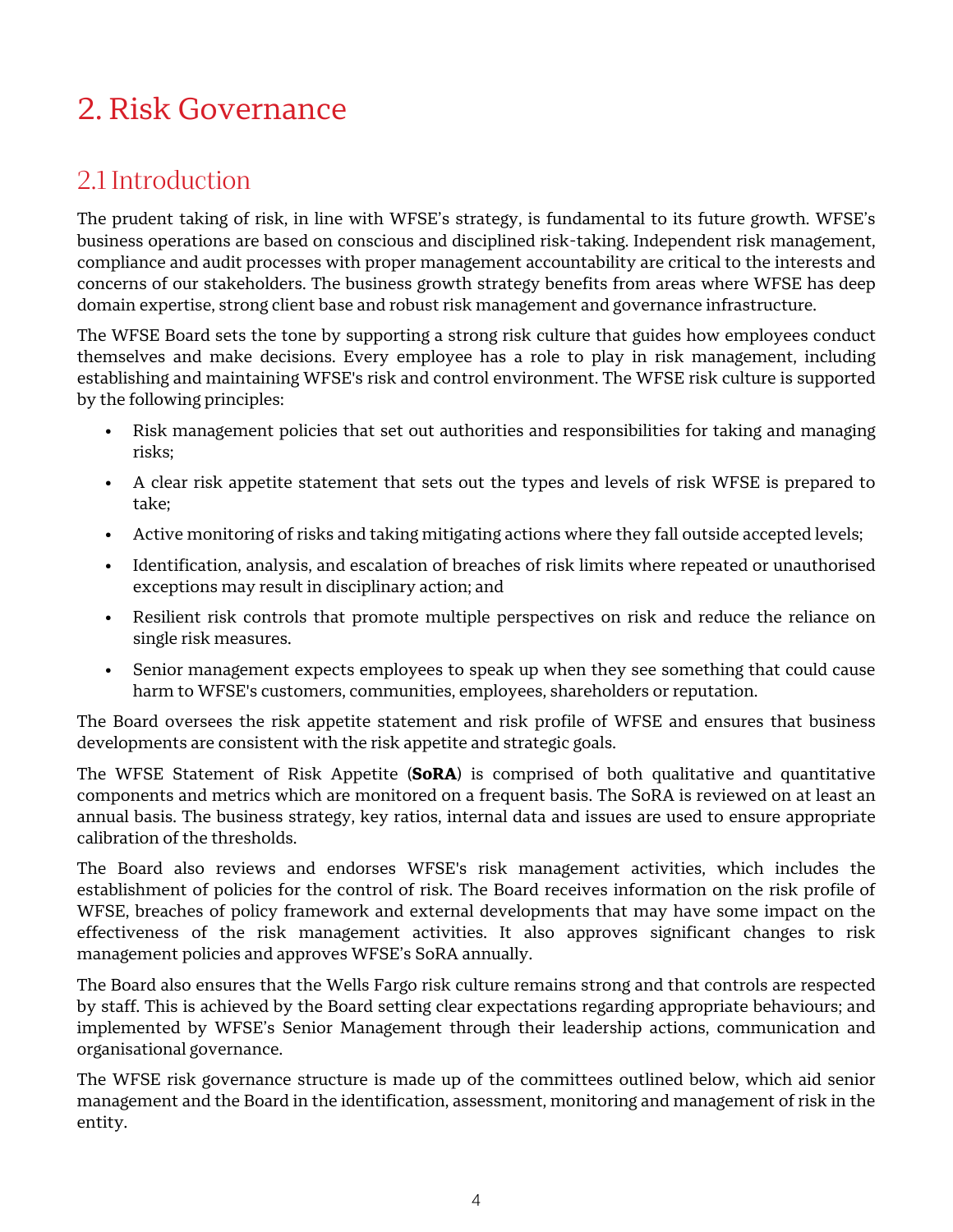# 2. Risk Governance

## 2.1 Introduction

The prudent taking of risk, in line with WFSE's strategy, is fundamental to its future growth. WFSE's business operations are based on conscious and disciplined risk-taking. Independent risk management, compliance and audit processes with proper management accountability are critical to the interests and concerns of our stakeholders. The business growth strategy benefits from areas where WFSE has deep domain expertise, strong client base and robust risk management and governance infrastructure.

The WFSE Board sets the tone by supporting a strong risk culture that guides how employees conduct themselves and make decisions. Every employee has a role to play in risk management, including establishing and maintaining WFSE's risk and control environment. The WFSE risk culture is supported by the following principles:

- Risk management policies that set out authorities and responsibilities for taking and managing risks;
- A clear risk appetite statement that sets out the types and levels of risk WFSE is prepared to take;
- Active monitoring of risks and taking mitigating actions where they fall outside accepted levels;
- Identification, analysis, and escalation of breaches of risk limits where repeated or unauthorised exceptions may result in disciplinary action; and
- Resilient risk controls that promote multiple perspectives on risk and reduce the reliance on single risk measures.
- Senior management expects employees to speak up when they see something that could cause harm to WFSE's customers, communities, employees, shareholders or reputation.

The Board oversees the risk appetite statement and risk profile of WFSE and ensures that business developments are consistent with the risk appetite and strategic goals.

The WFSE Statement of Risk Appetite (**SoRA**) is comprised of both qualitative and quantitative components and metrics which are monitored on a frequent basis. The SoRA is reviewed on at least an annual basis. The business strategy, key ratios, internal data and issues are used to ensure appropriate calibration of the thresholds.

The Board also reviews and endorses WFSE's risk management activities, which includes the establishment of policies for the control of risk. The Board receives information on the risk profile of WFSE, breaches of policy framework and external developments that may have some impact on the effectiveness of the risk management activities. It also approves significant changes to risk management policies and approves WFSE's SoRA annually.

The Board also ensures that the Wells Fargo risk culture remains strong and that controls are respected by staff. This is achieved by the Board setting clear expectations regarding appropriate behaviours; and implemented by WFSE's Senior Management through their leadership actions, communication and organisational governance.

The WFSE risk governance structure is made up of the committees outlined below, which aid senior management and the Board in the identification, assessment, monitoring and management of risk in the entity.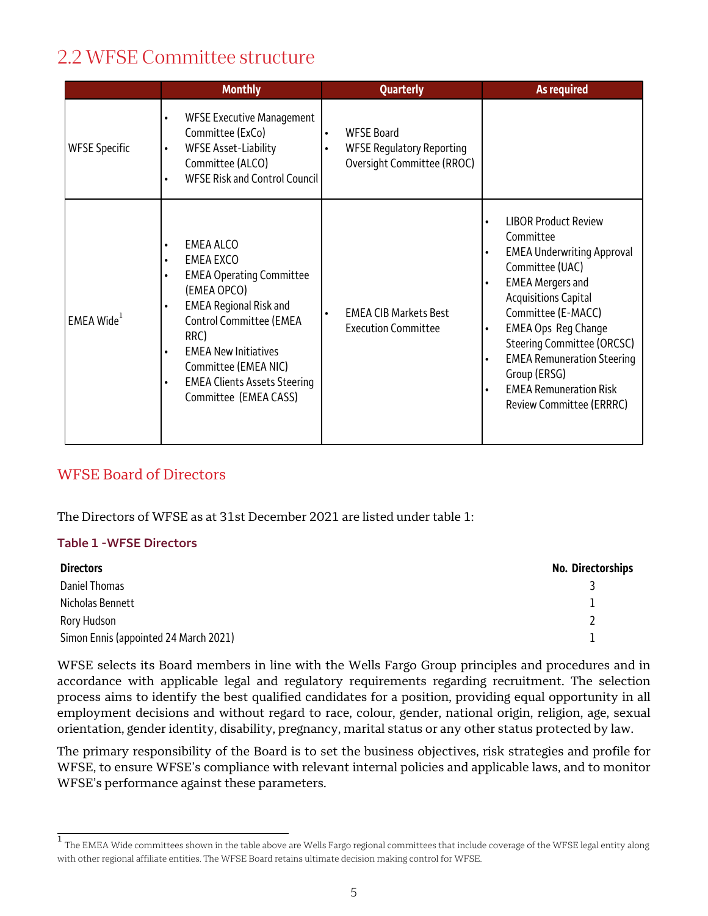## 2.2 WFSE Committee structure

| | Monthly | Quarterly | As required |
|---|---|---|---|
| WFSE Specific | • WFSE Executive Management Committee (ExCo)<br>• WFSE Asset-Liability Committee (ALCO)<br>• WFSE Risk and Control Council | • WFSE Board<br>• WFSE Regulatory Reporting Oversight Committee (RROC) | |
| EMEA Wide[1] | • EMEA ALCO<br>• EMEA EXCO<br>• EMEA Operating Committee (EMEA OPCO)<br>• EMEA Regional Risk and Control Committee (EMEA RRC)<br>• EMEA New Initiatives Committee (EMEA NIC)<br>• EMEA Clients Assets Steering Committee (EMEA CASS) | • EMEA CIB Markets Best Execution Committee | • LIBOR Product Review Committee<br>• EMEA Underwriting Approval Committee (UAC)<br>• EMEA Mergers and Acquisitions Capital Committee (E-MACC)<br>• EMEA Ops Reg Change Steering Committee (ORCSC)<br>• EMEA Remuneration Steering Group (ERSG)<br>• EMEA Remuneration Risk Review Committee (ERRRC) |

### WFSE Board of Directors

The Directors of WFSE as at 31st December 2021 are listed under table 1:

**Table 1 -WFSE Directors**

| Directors | No. Directorships |
|---|---|
| Daniel Thomas | 3 |
| Nicholas Bennett | 1 |
| Rory Hudson | 2 |
| Simon Ennis (appointed 24 March 2021) | 1 |

WFSE selects its Board members in line with the Wells Fargo Group principles and procedures and in accordance with applicable legal and regulatory requirements regarding recruitment. The selection process aims to identify the best qualified candidates for a position, providing equal opportunity in all employment decisions and without regard to race, colour, gender, national origin, religion, age, sexual orientation, gender identity, disability, pregnancy, marital status or any other status protected by law.

The primary responsibility of the Board is to set the business objectives, risk strategies and profile for WFSE, to ensure WFSE's compliance with relevant internal policies and applicable laws, and to monitor WFSE's performance against these parameters.

[1] The EMEA Wide committees shown in the table above are Wells Fargo regional committees that include coverage of the WFSE legal entity along with other regional affiliate entities. The WFSE Board retains ultimate decision making control for WFSE.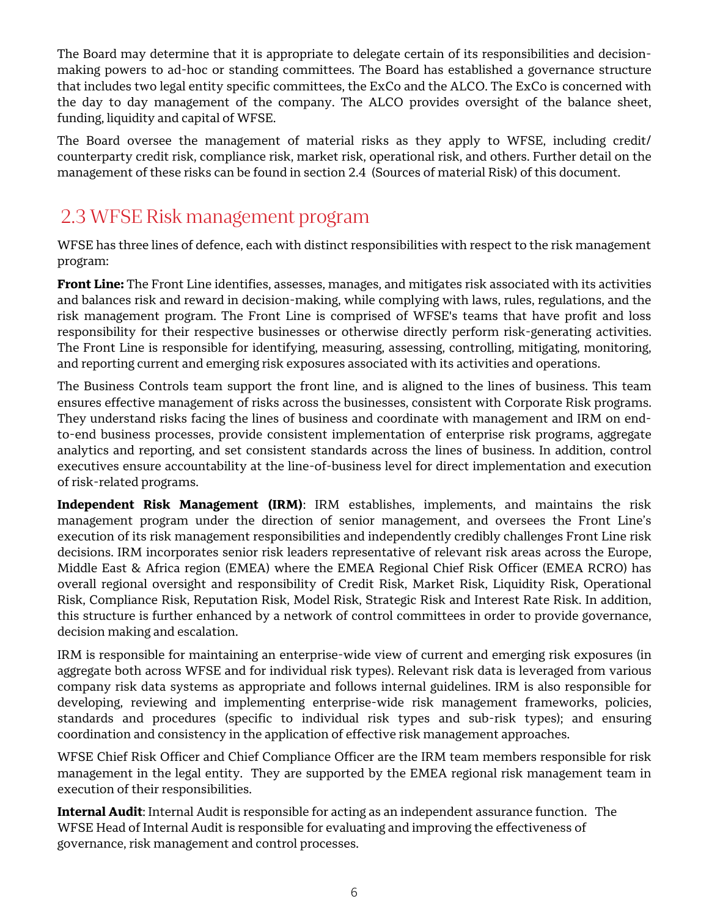The Board may determine that it is appropriate to delegate certain of its responsibilities and decision-making powers to ad-hoc or standing committees. The Board has established a governance structure that includes two legal entity specific committees, the ExCo and the ALCO. The ExCo is concerned with the day to day management of the company. The ALCO provides oversight of the balance sheet, funding, liquidity and capital of WFSE.

The Board oversee the management of material risks as they apply to WFSE, including credit/ counterparty credit risk, compliance risk, market risk, operational risk, and others. Further detail on the management of these risks can be found in section 2.4 (Sources of material Risk) of this document.

## 2.3 WFSE Risk management program

WFSE has three lines of defence, each with distinct responsibilities with respect to the risk management program:

**Front Line:** The Front Line identifies, assesses, manages, and mitigates risk associated with its activities and balances risk and reward in decision-making, while complying with laws, rules, regulations, and the risk management program. The Front Line is comprised of WFSE's teams that have profit and loss responsibility for their respective businesses or otherwise directly perform risk-generating activities. The Front Line is responsible for identifying, measuring, assessing, controlling, mitigating, monitoring, and reporting current and emerging risk exposures associated with its activities and operations.

The Business Controls team support the front line, and is aligned to the lines of business. This team ensures effective management of risks across the businesses, consistent with Corporate Risk programs. They understand risks facing the lines of business and coordinate with management and IRM on end-to-end business processes, provide consistent implementation of enterprise risk programs, aggregate analytics and reporting, and set consistent standards across the lines of business. In addition, control executives ensure accountability at the line-of-business level for direct implementation and execution of risk-related programs.

**Independent Risk Management (IRM)**: IRM establishes, implements, and maintains the risk management program under the direction of senior management, and oversees the Front Line's execution of its risk management responsibilities and independently credibly challenges Front Line risk decisions. IRM incorporates senior risk leaders representative of relevant risk areas across the Europe, Middle East & Africa region (EMEA) where the EMEA Regional Chief Risk Officer (EMEA RCRO) has overall regional oversight and responsibility of Credit Risk, Market Risk, Liquidity Risk, Operational Risk, Compliance Risk, Reputation Risk, Model Risk, Strategic Risk and Interest Rate Risk. In addition, this structure is further enhanced by a network of control committees in order to provide governance, decision making and escalation.

IRM is responsible for maintaining an enterprise-wide view of current and emerging risk exposures (in aggregate both across WFSE and for individual risk types). Relevant risk data is leveraged from various company risk data systems as appropriate and follows internal guidelines. IRM is also responsible for developing, reviewing and implementing enterprise-wide risk management frameworks, policies, standards and procedures (specific to individual risk types and sub-risk types); and ensuring coordination and consistency in the application of effective risk management approaches.

WFSE Chief Risk Officer and Chief Compliance Officer are the IRM team members responsible for risk management in the legal entity. They are supported by the EMEA regional risk management team in execution of their responsibilities.

**Internal Audit**: Internal Audit is responsible for acting as an independent assurance function. The WFSE Head of Internal Audit is responsible for evaluating and improving the effectiveness of governance, risk management and control processes.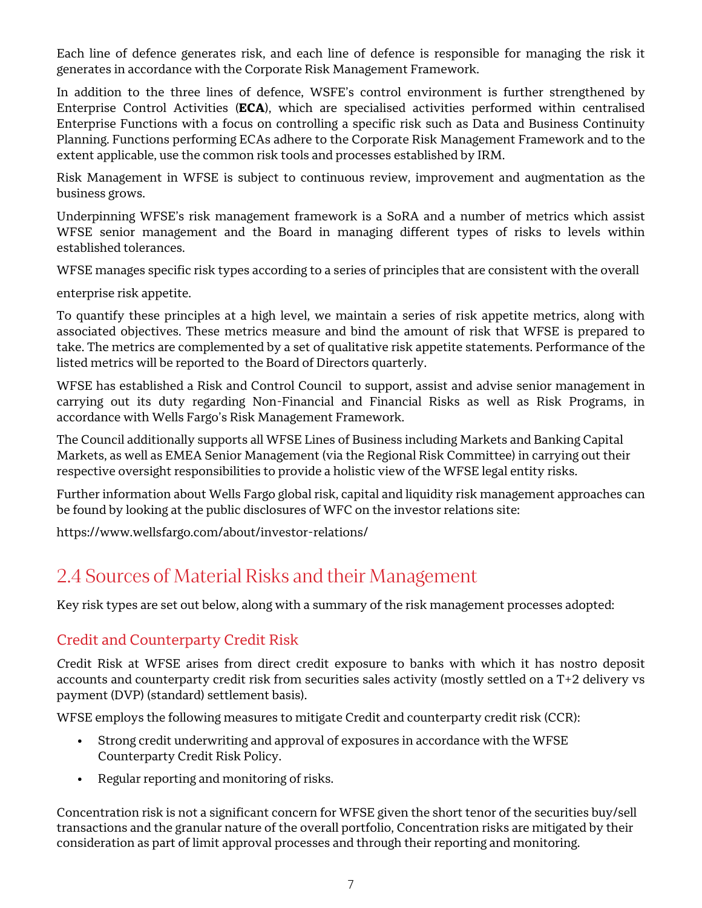Each line of defence generates risk, and each line of defence is responsible for managing the risk it generates in accordance with the Corporate Risk Management Framework.

In addition to the three lines of defence, WSFE's control environment is further strengthened by Enterprise Control Activities (**ECA**), which are specialised activities performed within centralised Enterprise Functions with a focus on controlling a specific risk such as Data and Business Continuity Planning. Functions performing ECAs adhere to the Corporate Risk Management Framework and to the extent applicable, use the common risk tools and processes established by IRM.

Risk Management in WFSE is subject to continuous review, improvement and augmentation as the business grows.

Underpinning WFSE's risk management framework is a SoRA and a number of metrics which assist WFSE senior management and the Board in managing different types of risks to levels within established tolerances.

WFSE manages specific risk types according to a series of principles that are consistent with the overall

enterprise risk appetite.

To quantify these principles at a high level, we maintain a series of risk appetite metrics, along with associated objectives. These metrics measure and bind the amount of risk that WFSE is prepared to take. The metrics are complemented by a set of qualitative risk appetite statements. Performance of the listed metrics will be reported to the Board of Directors quarterly.

WFSE has established a Risk and Control Council to support, assist and advise senior management in carrying out its duty regarding Non-Financial and Financial Risks as well as Risk Programs, in accordance with Wells Fargo's Risk Management Framework.

The Council additionally supports all WFSE Lines of Business including Markets and Banking Capital Markets, as well as EMEA Senior Management (via the Regional Risk Committee) in carrying out their respective oversight responsibilities to provide a holistic view of the WFSE legal entity risks.

Further information about Wells Fargo global risk, capital and liquidity risk management approaches can be found by looking at the public disclosures of WFC on the investor relations site:

https://www.wellsfargo.com/about/investor-relations/

## 2.4 Sources of Material Risks and their Management

Key risk types are set out below, along with a summary of the risk management processes adopted:

### Credit and Counterparty Credit Risk

Credit Risk at WFSE arises from direct credit exposure to banks with which it has nostro deposit accounts and counterparty credit risk from securities sales activity (mostly settled on a T+2 delivery vs payment (DVP) (standard) settlement basis).

WFSE employs the following measures to mitigate Credit and counterparty credit risk (CCR):

- Strong credit underwriting and approval of exposures in accordance with the WFSE Counterparty Credit Risk Policy.
- Regular reporting and monitoring of risks.

Concentration risk is not a significant concern for WFSE given the short tenor of the securities buy/sell transactions and the granular nature of the overall portfolio, Concentration risks are mitigated by their consideration as part of limit approval processes and through their reporting and monitoring.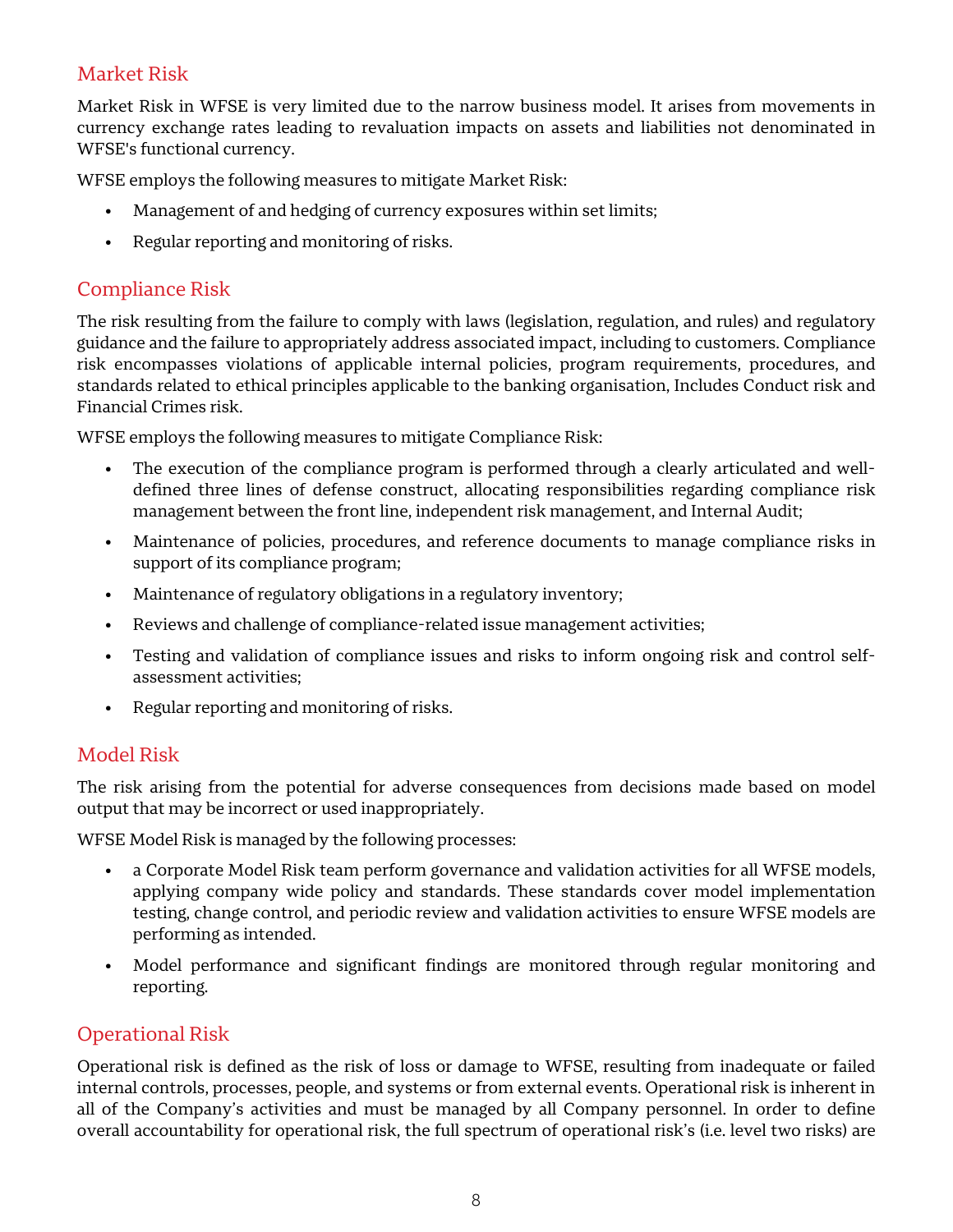## Market Risk

Market Risk in WFSE is very limited due to the narrow business model. It arises from movements in currency exchange rates leading to revaluation impacts on assets and liabilities not denominated in WFSE's functional currency.

WFSE employs the following measures to mitigate Market Risk:

- Management of and hedging of currency exposures within set limits;
- Regular reporting and monitoring of risks.

## Compliance Risk

The risk resulting from the failure to comply with laws (legislation, regulation, and rules) and regulatory guidance and the failure to appropriately address associated impact, including to customers. Compliance risk encompasses violations of applicable internal policies, program requirements, procedures, and standards related to ethical principles applicable to the banking organisation, Includes Conduct risk and Financial Crimes risk.

WFSE employs the following measures to mitigate Compliance Risk:

- The execution of the compliance program is performed through a clearly articulated and well-defined three lines of defense construct, allocating responsibilities regarding compliance risk management between the front line, independent risk management, and Internal Audit;
- Maintenance of policies, procedures, and reference documents to manage compliance risks in support of its compliance program;
- Maintenance of regulatory obligations in a regulatory inventory;
- Reviews and challenge of compliance-related issue management activities;
- Testing and validation of compliance issues and risks to inform ongoing risk and control self-assessment activities;
- Regular reporting and monitoring of risks.

## Model Risk

The risk arising from the potential for adverse consequences from decisions made based on model output that may be incorrect or used inappropriately.

WFSE Model Risk is managed by the following processes:

- a Corporate Model Risk team perform governance and validation activities for all WFSE models, applying company wide policy and standards. These standards cover model implementation testing, change control, and periodic review and validation activities to ensure WFSE models are performing as intended.
- Model performance and significant findings are monitored through regular monitoring and reporting.

## Operational Risk

Operational risk is defined as the risk of loss or damage to WFSE, resulting from inadequate or failed internal controls, processes, people, and systems or from external events. Operational risk is inherent in all of the Company's activities and must be managed by all Company personnel. In order to define overall accountability for operational risk, the full spectrum of operational risk's (i.e. level two risks) are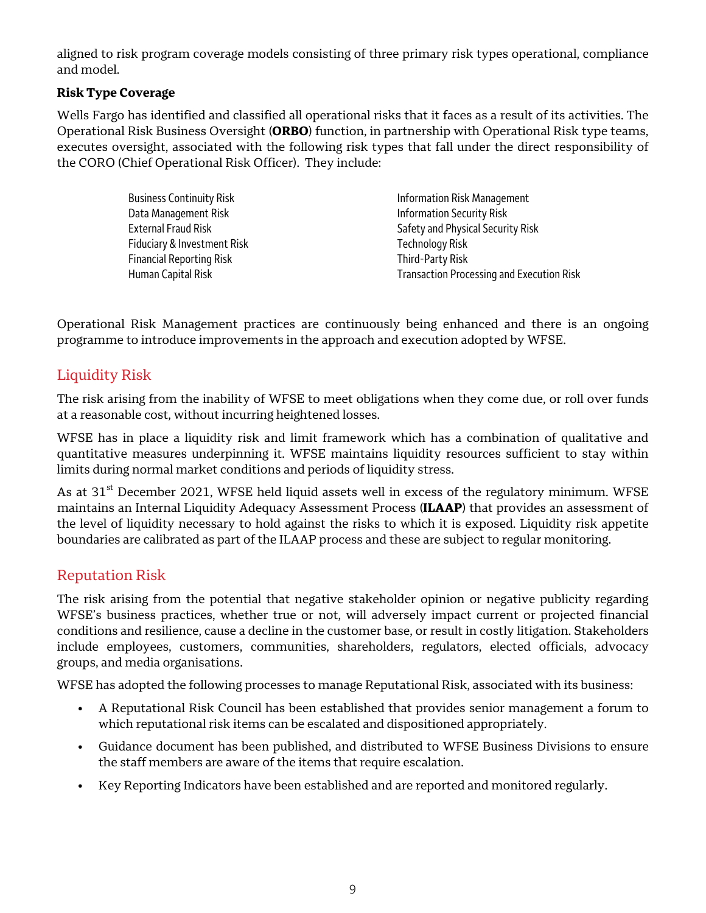aligned to risk program coverage models consisting of three primary risk types operational, compliance and model.

**Risk Type Coverage**

Wells Fargo has identified and classified all operational risks that it faces as a result of its activities. The Operational Risk Business Oversight (**ORBO**) function, in partnership with Operational Risk type teams, executes oversight, associated with the following risk types that fall under the direct responsibility of the CORO (Chief Operational Risk Officer). They include:

| | |
|---|---|
| Business Continuity Risk | Information Risk Management |
| Data Management Risk | Information Security Risk |
| External Fraud Risk | Safety and Physical Security Risk |
| Fiduciary & Investment Risk | Technology Risk |
| Financial Reporting Risk | Third-Party Risk |
| Human Capital Risk | Transaction Processing and Execution Risk |

Operational Risk Management practices are continuously being enhanced and there is an ongoing programme to introduce improvements in the approach and execution adopted by WFSE.

## Liquidity Risk

The risk arising from the inability of WFSE to meet obligations when they come due, or roll over funds at a reasonable cost, without incurring heightened losses.

WFSE has in place a liquidity risk and limit framework which has a combination of qualitative and quantitative measures underpinning it. WFSE maintains liquidity resources sufficient to stay within limits during normal market conditions and periods of liquidity stress.

As at 31st December 2021, WFSE held liquid assets well in excess of the regulatory minimum. WFSE maintains an Internal Liquidity Adequacy Assessment Process (**ILAAP**) that provides an assessment of the level of liquidity necessary to hold against the risks to which it is exposed. Liquidity risk appetite boundaries are calibrated as part of the ILAAP process and these are subject to regular monitoring.

## Reputation Risk

The risk arising from the potential that negative stakeholder opinion or negative publicity regarding WFSE's business practices, whether true or not, will adversely impact current or projected financial conditions and resilience, cause a decline in the customer base, or result in costly litigation. Stakeholders include employees, customers, communities, shareholders, regulators, elected officials, advocacy groups, and media organisations.

WFSE has adopted the following processes to manage Reputational Risk, associated with its business:

- A Reputational Risk Council has been established that provides senior management a forum to which reputational risk items can be escalated and dispositioned appropriately.
- Guidance document has been published, and distributed to WFSE Business Divisions to ensure the staff members are aware of the items that require escalation.
- Key Reporting Indicators have been established and are reported and monitored regularly.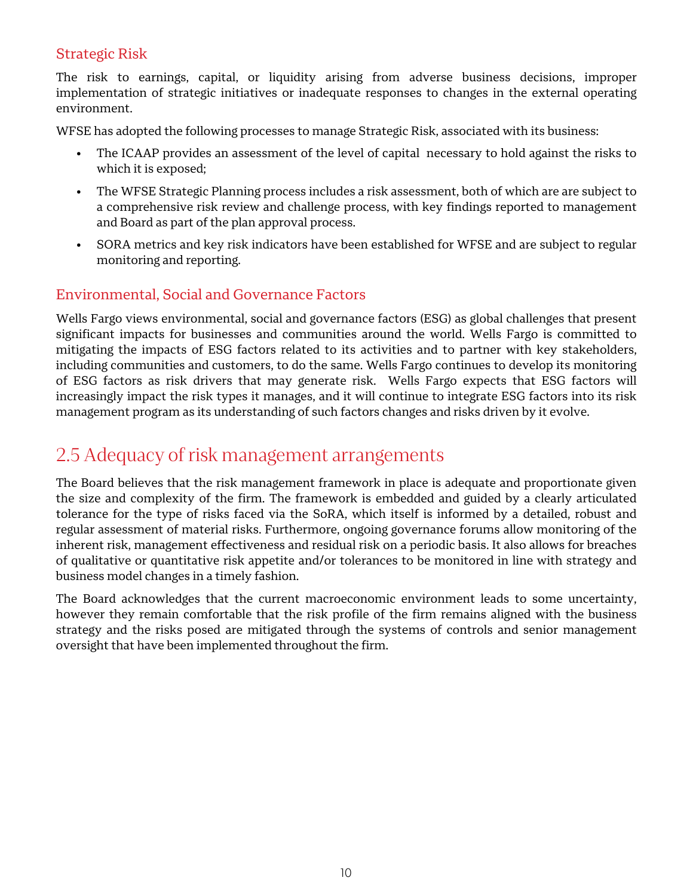### Strategic Risk

The risk to earnings, capital, or liquidity arising from adverse business decisions, improper implementation of strategic initiatives or inadequate responses to changes in the external operating environment.

WFSE has adopted the following processes to manage Strategic Risk, associated with its business:

- The ICAAP provides an assessment of the level of capital necessary to hold against the risks to which it is exposed;
- The WFSE Strategic Planning process includes a risk assessment, both of which are are subject to a comprehensive risk review and challenge process, with key findings reported to management and Board as part of the plan approval process.
- SORA metrics and key risk indicators have been established for WFSE and are subject to regular monitoring and reporting.

### Environmental, Social and Governance Factors

Wells Fargo views environmental, social and governance factors (ESG) as global challenges that present significant impacts for businesses and communities around the world. Wells Fargo is committed to mitigating the impacts of ESG factors related to its activities and to partner with key stakeholders, including communities and customers, to do the same. Wells Fargo continues to develop its monitoring of ESG factors as risk drivers that may generate risk. Wells Fargo expects that ESG factors will increasingly impact the risk types it manages, and it will continue to integrate ESG factors into its risk management program as its understanding of such factors changes and risks driven by it evolve.

## 2.5 Adequacy of risk management arrangements

The Board believes that the risk management framework in place is adequate and proportionate given the size and complexity of the firm. The framework is embedded and guided by a clearly articulated tolerance for the type of risks faced via the SoRA, which itself is informed by a detailed, robust and regular assessment of material risks. Furthermore, ongoing governance forums allow monitoring of the inherent risk, management effectiveness and residual risk on a periodic basis. It also allows for breaches of qualitative or quantitative risk appetite and/or tolerances to be monitored in line with strategy and business model changes in a timely fashion.

The Board acknowledges that the current macroeconomic environment leads to some uncertainty, however they remain comfortable that the risk profile of the firm remains aligned with the business strategy and the risks posed are mitigated through the systems of controls and senior management oversight that have been implemented throughout the firm.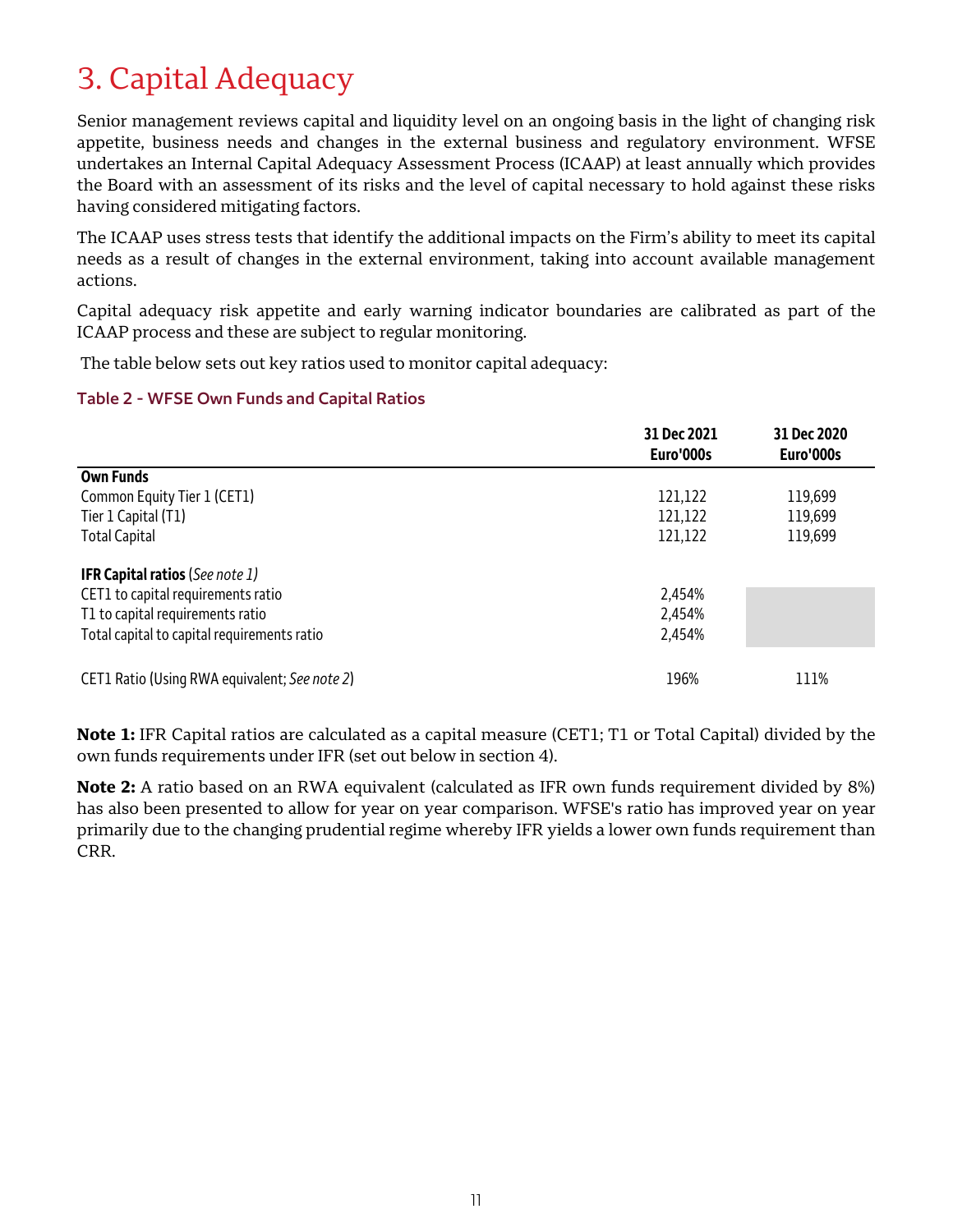# 3. Capital Adequacy

Senior management reviews capital and liquidity level on an ongoing basis in the light of changing risk appetite, business needs and changes in the external business and regulatory environment. WFSE undertakes an Internal Capital Adequacy Assessment Process (ICAAP) at least annually which provides the Board with an assessment of its risks and the level of capital necessary to hold against these risks having considered mitigating factors.

The ICAAP uses stress tests that identify the additional impacts on the Firm's ability to meet its capital needs as a result of changes in the external environment, taking into account available management actions.

Capital adequacy risk appetite and early warning indicator boundaries are calibrated as part of the ICAAP process and these are subject to regular monitoring.

The table below sets out key ratios used to monitor capital adequacy:

### Table 2 - WFSE Own Funds and Capital Ratios

| | 31 Dec 2021 Euro'000s | 31 Dec 2020 Euro'000s |
|---|---|---|
| **Own Funds** | | |
| Common Equity Tier 1 (CET1) | 121,122 | 119,699 |
| Tier 1 Capital (T1) | 121,122 | 119,699 |
| Total Capital | 121,122 | 119,699 |
| **IFR Capital ratios** (*See note 1*) | | |
| CET1 to capital requirements ratio | 2,454% | |
| T1 to capital requirements ratio | 2,454% | |
| Total capital to capital requirements ratio | 2,454% | |
| CET1 Ratio (Using RWA equivalent; *See note 2*) | 196% | 111% |

**Note 1:** IFR Capital ratios are calculated as a capital measure (CET1; T1 or Total Capital) divided by the own funds requirements under IFR (set out below in section 4).

**Note 2:** A ratio based on an RWA equivalent (calculated as IFR own funds requirement divided by 8%) has also been presented to allow for year on year comparison. WFSE's ratio has improved year on year primarily due to the changing prudential regime whereby IFR yields a lower own funds requirement than CRR.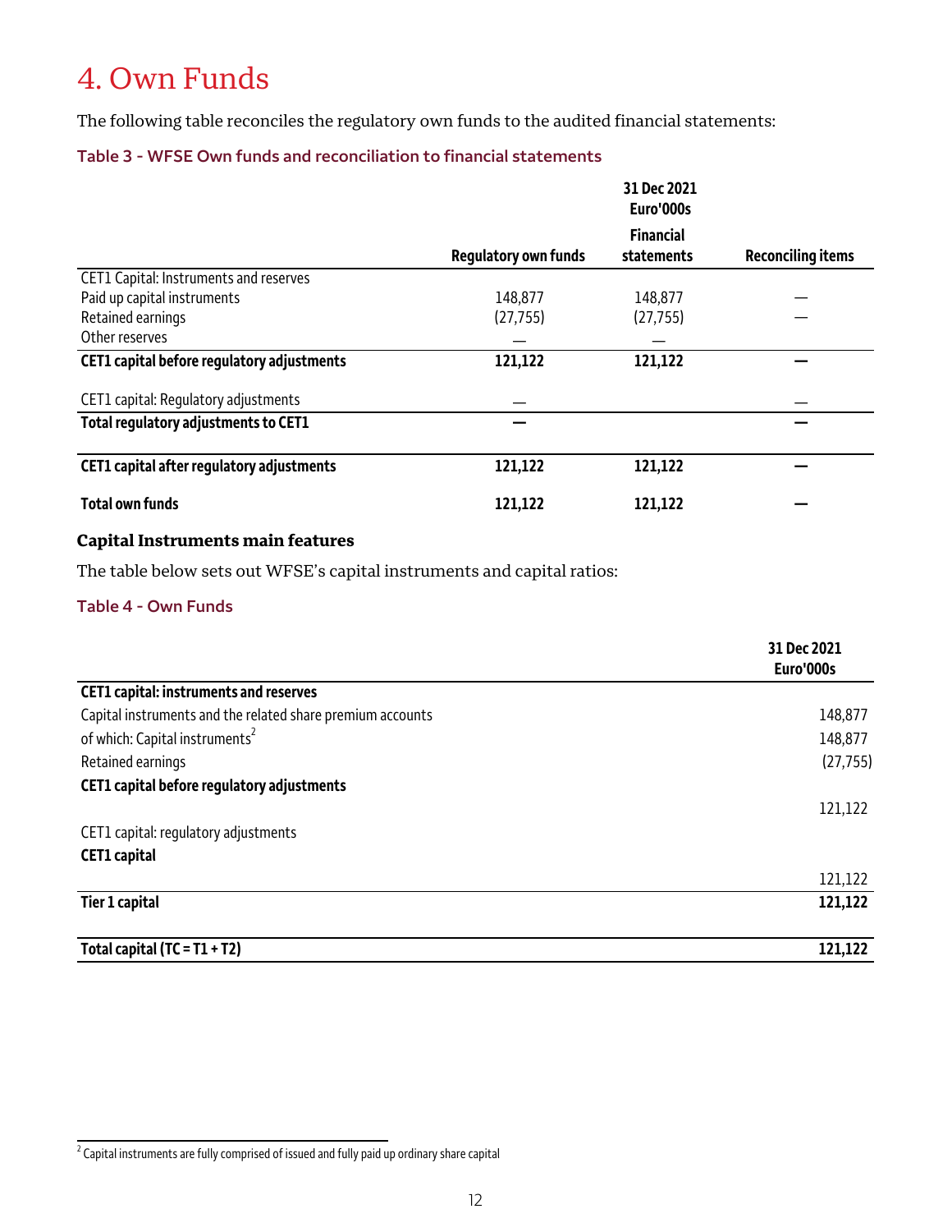# 4. Own Funds

The following table reconciles the regulatory own funds to the audited financial statements:

### Table 3 - WFSE Own funds and reconciliation to financial statements

| | | 31 Dec 2021 Euro'000s | |
|---|---|---|---|
| | Regulatory own funds | Financial statements | Reconciling items |
| CET1 Capital: Instruments and reserves | | | |
| Paid up capital instruments | 148,877 | 148,877 | — |
| Retained earnings | (27,755) | (27,755) | — |
| Other reserves | — | — | |
| **CET1 capital before regulatory adjustments** | **121,122** | **121,122** | **—** |
| CET1 capital: Regulatory adjustments | — | | — |
| **Total regulatory adjustments to CET1** | **—** | | **—** |
| **CET1 capital after regulatory adjustments** | **121,122** | **121,122** | **—** |
| **Total own funds** | **121,122** | **121,122** | **—** |

### Capital Instruments main features

The table below sets out WFSE's capital instruments and capital ratios:

### Table 4 - Own Funds

| | 31 Dec 2021 Euro'000s |
|---|---|
| **CET1 capital: instruments and reserves** | |
| Capital instruments and the related share premium accounts | 148,877 |
| of which: Capital instruments[2] | 148,877 |
| Retained earnings | (27,755) |
| **CET1 capital before regulatory adjustments** | 121,122 |
| CET1 capital: regulatory adjustments | |
| **CET1 capital** | 121,122 |
| **Tier 1 capital** | **121,122** |
| **Total capital (TC = T1 + T2)** | **121,122** |

[2] Capital instruments are fully comprised of issued and fully paid up ordinary share capital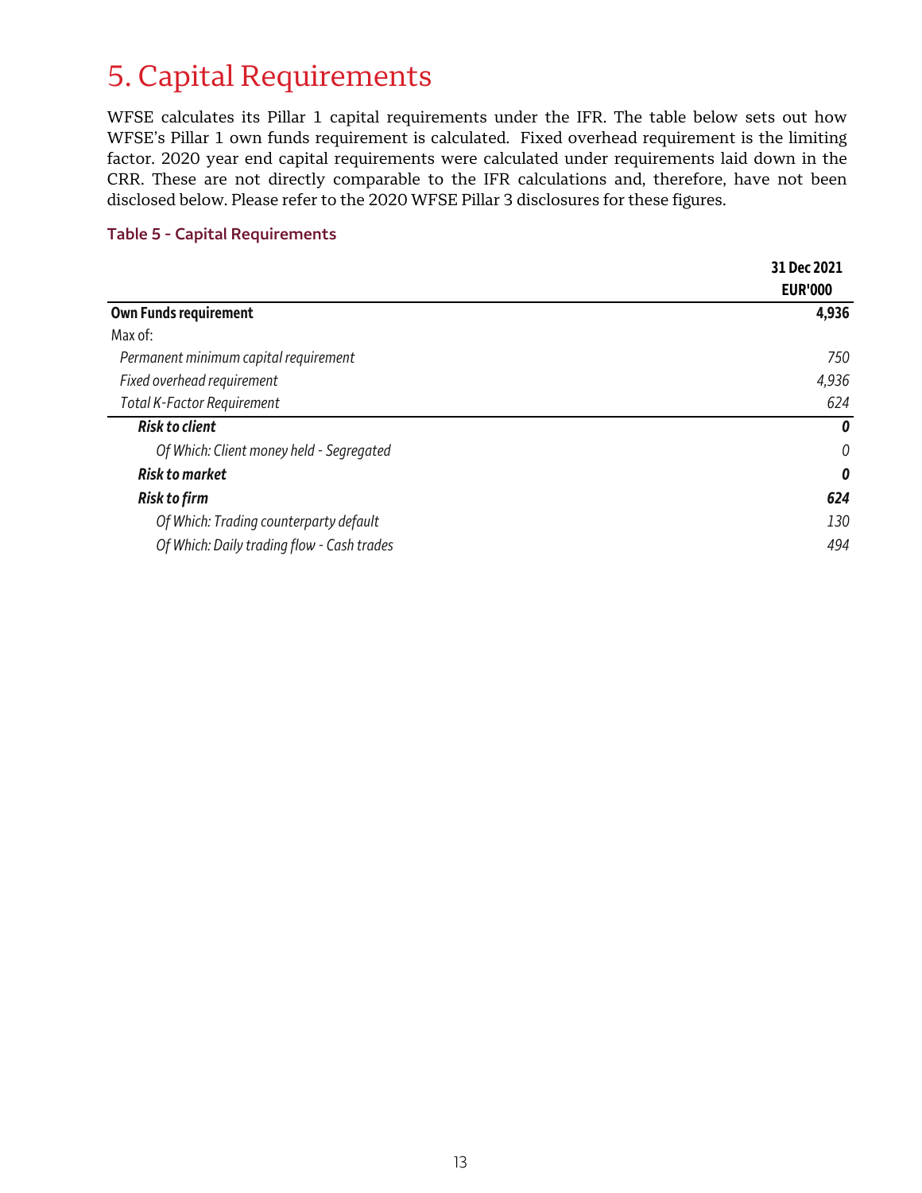# 5. Capital Requirements

WFSE calculates its Pillar 1 capital requirements under the IFR. The table below sets out how WFSE's Pillar 1 own funds requirement is calculated. Fixed overhead requirement is the limiting factor. 2020 year end capital requirements were calculated under requirements laid down in the CRR. These are not directly comparable to the IFR calculations and, therefore, have not been disclosed below. Please refer to the 2020 WFSE Pillar 3 disclosures for these figures.

**Table 5 - Capital Requirements**

| | 31 Dec 2021<br>EUR'000 |
|---|---|
| **Own Funds requirement** | **4,936** |
| Max of: | |
| *Permanent minimum capital requirement* | *750* |
| *Fixed overhead requirement* | *4,936* |
| *Total K-Factor Requirement* | *624* |
| ***Risk to client*** | ***0*** |
| *Of Which: Client money held - Segregated* | *0* |
| ***Risk to market*** | ***0*** |
| ***Risk to firm*** | ***624*** |
| *Of Which: Trading counterparty default* | *130* |
| *Of Which: Daily trading flow - Cash trades* | *494* |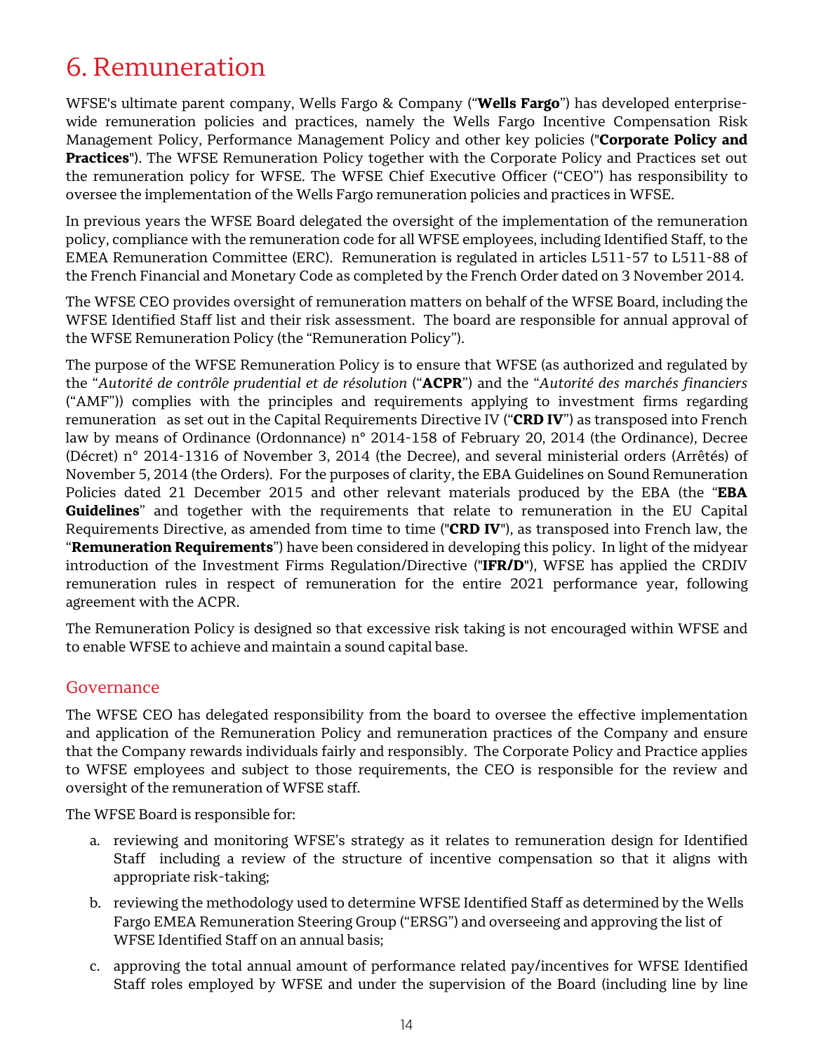# 6. Remuneration

WFSE's ultimate parent company, Wells Fargo & Company ("**Wells Fargo**") has developed enterprise-wide remuneration policies and practices, namely the Wells Fargo Incentive Compensation Risk Management Policy, Performance Management Policy and other key policies ("**Corporate Policy and Practices**"). The WFSE Remuneration Policy together with the Corporate Policy and Practices set out the remuneration policy for WFSE. The WFSE Chief Executive Officer ("CEO") has responsibility to oversee the implementation of the Wells Fargo remuneration policies and practices in WFSE.

In previous years the WFSE Board delegated the oversight of the implementation of the remuneration policy, compliance with the remuneration code for all WFSE employees, including Identified Staff, to the EMEA Remuneration Committee (ERC). Remuneration is regulated in articles L511-57 to L511-88 of the French Financial and Monetary Code as completed by the French Order dated on 3 November 2014.

The WFSE CEO provides oversight of remuneration matters on behalf of the WFSE Board, including the WFSE Identified Staff list and their risk assessment. The board are responsible for annual approval of the WFSE Remuneration Policy (the "Remuneration Policy").

The purpose of the WFSE Remuneration Policy is to ensure that WFSE (as authorized and regulated by the "*Autorité de contrôle prudential et de résolution* ("**ACPR**") and the "*Autorité des marchés financiers* ("AMF")) complies with the principles and requirements applying to investment firms regarding remuneration as set out in the Capital Requirements Directive IV ("**CRD IV**") as transposed into French law by means of Ordinance (Ordonnance) n° 2014-158 of February 20, 2014 (the Ordinance), Decree (Décret) n° 2014-1316 of November 3, 2014 (the Decree), and several ministerial orders (Arrêtés) of November 5, 2014 (the Orders). For the purposes of clarity, the EBA Guidelines on Sound Remuneration Policies dated 21 December 2015 and other relevant materials produced by the EBA (the "**EBA Guidelines**" and together with the requirements that relate to remuneration in the EU Capital Requirements Directive, as amended from time to time ("**CRD IV**"), as transposed into French law, the "**Remuneration Requirements**") have been considered in developing this policy. In light of the midyear introduction of the Investment Firms Regulation/Directive ("**IFR/D**"), WFSE has applied the CRDIV remuneration rules in respect of remuneration for the entire 2021 performance year, following agreement with the ACPR.

The Remuneration Policy is designed so that excessive risk taking is not encouraged within WFSE and to enable WFSE to achieve and maintain a sound capital base.

## Governance

The WFSE CEO has delegated responsibility from the board to oversee the effective implementation and application of the Remuneration Policy and remuneration practices of the Company and ensure that the Company rewards individuals fairly and responsibly. The Corporate Policy and Practice applies to WFSE employees and subject to those requirements, the CEO is responsible for the review and oversight of the remuneration of WFSE staff.

The WFSE Board is responsible for:

a. reviewing and monitoring WFSE's strategy as it relates to remuneration design for Identified Staff including a review of the structure of incentive compensation so that it aligns with appropriate risk-taking;

b. reviewing the methodology used to determine WFSE Identified Staff as determined by the Wells Fargo EMEA Remuneration Steering Group ("ERSG") and overseeing and approving the list of WFSE Identified Staff on an annual basis;

c. approving the total annual amount of performance related pay/incentives for WFSE Identified Staff roles employed by WFSE and under the supervision of the Board (including line by line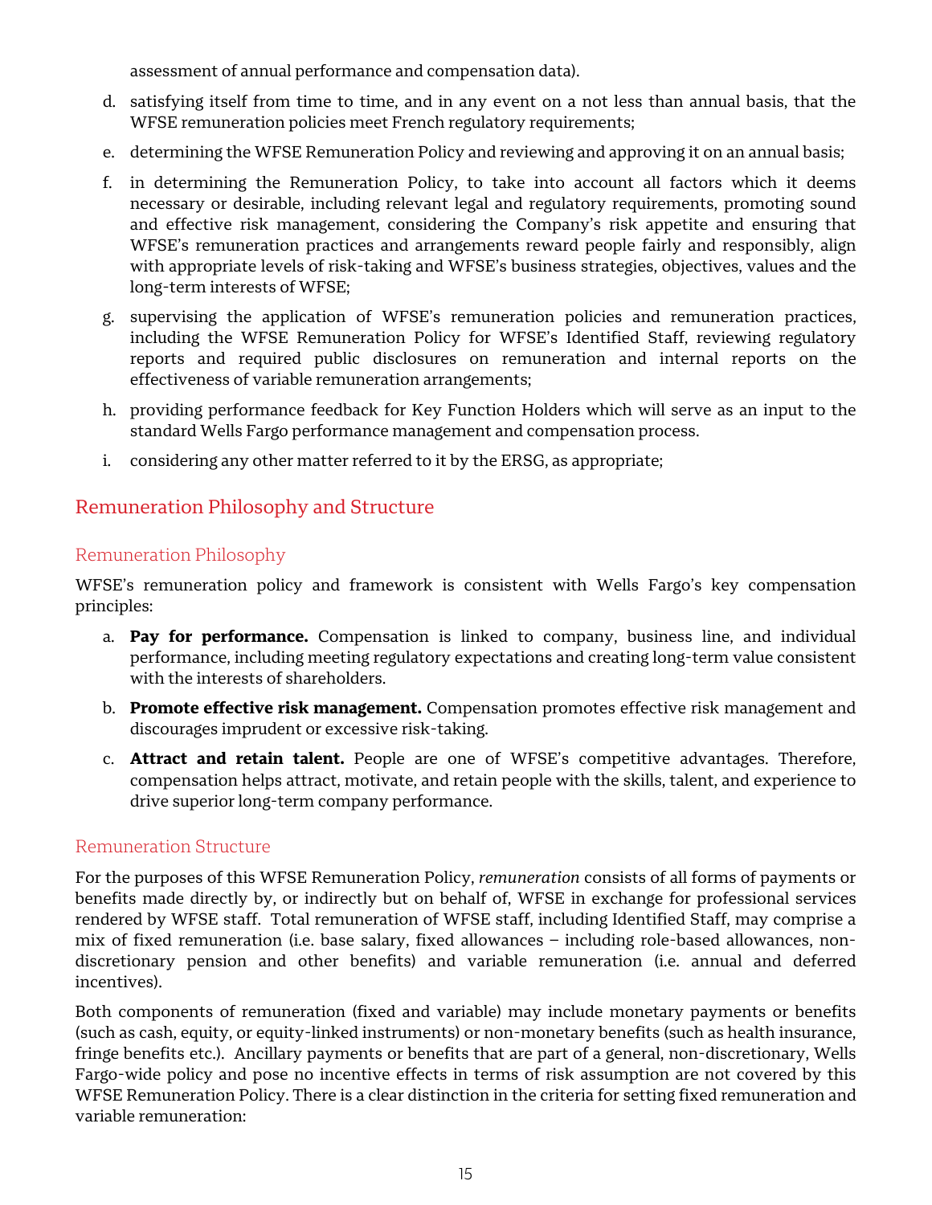assessment of annual performance and compensation data).

d. satisfying itself from time to time, and in any event on a not less than annual basis, that the WFSE remuneration policies meet French regulatory requirements;

e. determining the WFSE Remuneration Policy and reviewing and approving it on an annual basis;

f. in determining the Remuneration Policy, to take into account all factors which it deems necessary or desirable, including relevant legal and regulatory requirements, promoting sound and effective risk management, considering the Company's risk appetite and ensuring that WFSE's remuneration practices and arrangements reward people fairly and responsibly, align with appropriate levels of risk-taking and WFSE's business strategies, objectives, values and the long-term interests of WFSE;

g. supervising the application of WFSE's remuneration policies and remuneration practices, including the WFSE Remuneration Policy for WFSE's Identified Staff, reviewing regulatory reports and required public disclosures on remuneration and internal reports on the effectiveness of variable remuneration arrangements;

h. providing performance feedback for Key Function Holders which will serve as an input to the standard Wells Fargo performance management and compensation process.

i. considering any other matter referred to it by the ERSG, as appropriate;

## Remuneration Philosophy and Structure

### Remuneration Philosophy

WFSE's remuneration policy and framework is consistent with Wells Fargo's key compensation principles:

a. **Pay for performance.** Compensation is linked to company, business line, and individual performance, including meeting regulatory expectations and creating long-term value consistent with the interests of shareholders.

b. **Promote effective risk management.** Compensation promotes effective risk management and discourages imprudent or excessive risk-taking.

c. **Attract and retain talent.** People are one of WFSE's competitive advantages. Therefore, compensation helps attract, motivate, and retain people with the skills, talent, and experience to drive superior long-term company performance.

### Remuneration Structure

For the purposes of this WFSE Remuneration Policy, *remuneration* consists of all forms of payments or benefits made directly by, or indirectly but on behalf of, WFSE in exchange for professional services rendered by WFSE staff. Total remuneration of WFSE staff, including Identified Staff, may comprise a mix of fixed remuneration (i.e. base salary, fixed allowances – including role-based allowances, non-discretionary pension and other benefits) and variable remuneration (i.e. annual and deferred incentives).

Both components of remuneration (fixed and variable) may include monetary payments or benefits (such as cash, equity, or equity-linked instruments) or non-monetary benefits (such as health insurance, fringe benefits etc.). Ancillary payments or benefits that are part of a general, non-discretionary, Wells Fargo-wide policy and pose no incentive effects in terms of risk assumption are not covered by this WFSE Remuneration Policy. There is a clear distinction in the criteria for setting fixed remuneration and variable remuneration: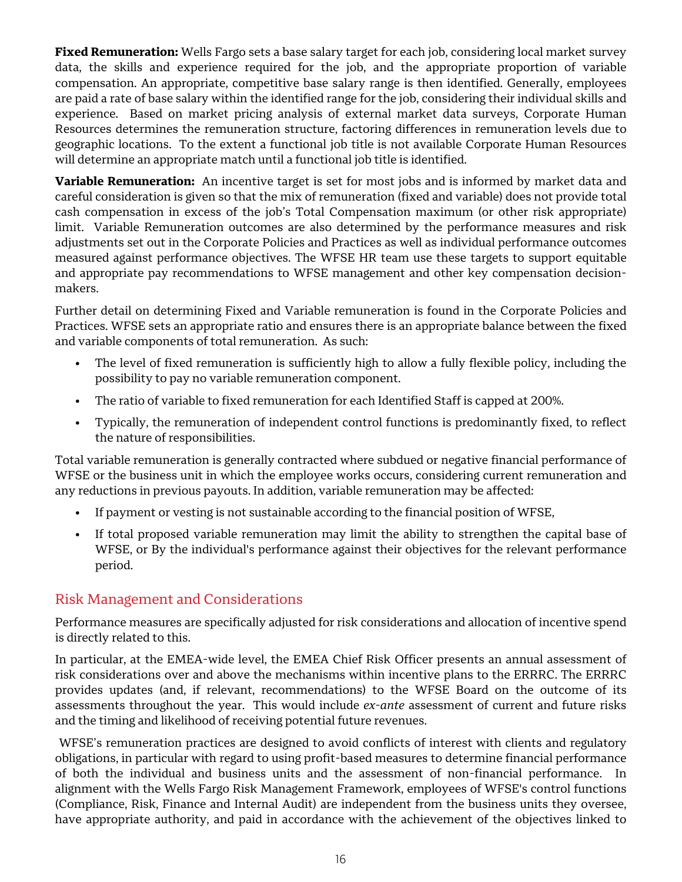**Fixed Remuneration:** Wells Fargo sets a base salary target for each job, considering local market survey data, the skills and experience required for the job, and the appropriate proportion of variable compensation. An appropriate, competitive base salary range is then identified. Generally, employees are paid a rate of base salary within the identified range for the job, considering their individual skills and experience. Based on market pricing analysis of external market data surveys, Corporate Human Resources determines the remuneration structure, factoring differences in remuneration levels due to geographic locations. To the extent a functional job title is not available Corporate Human Resources will determine an appropriate match until a functional job title is identified.

**Variable Remuneration:** An incentive target is set for most jobs and is informed by market data and careful consideration is given so that the mix of remuneration (fixed and variable) does not provide total cash compensation in excess of the job's Total Compensation maximum (or other risk appropriate) limit. Variable Remuneration outcomes are also determined by the performance measures and risk adjustments set out in the Corporate Policies and Practices as well as individual performance outcomes measured against performance objectives. The WFSE HR team use these targets to support equitable and appropriate pay recommendations to WFSE management and other key compensation decision-makers.

Further detail on determining Fixed and Variable remuneration is found in the Corporate Policies and Practices. WFSE sets an appropriate ratio and ensures there is an appropriate balance between the fixed and variable components of total remuneration. As such:

- The level of fixed remuneration is sufficiently high to allow a fully flexible policy, including the possibility to pay no variable remuneration component.
- The ratio of variable to fixed remuneration for each Identified Staff is capped at 200%.
- Typically, the remuneration of independent control functions is predominantly fixed, to reflect the nature of responsibilities.

Total variable remuneration is generally contracted where subdued or negative financial performance of WFSE or the business unit in which the employee works occurs, considering current remuneration and any reductions in previous payouts. In addition, variable remuneration may be affected:

- If payment or vesting is not sustainable according to the financial position of WFSE,
- If total proposed variable remuneration may limit the ability to strengthen the capital base of WFSE, or By the individual's performance against their objectives for the relevant performance period.

## Risk Management and Considerations

Performance measures are specifically adjusted for risk considerations and allocation of incentive spend is directly related to this.

In particular, at the EMEA-wide level, the EMEA Chief Risk Officer presents an annual assessment of risk considerations over and above the mechanisms within incentive plans to the ERRRC. The ERRRC provides updates (and, if relevant, recommendations) to the WFSE Board on the outcome of its assessments throughout the year. This would include *ex-ante* assessment of current and future risks and the timing and likelihood of receiving potential future revenues.

WFSE's remuneration practices are designed to avoid conflicts of interest with clients and regulatory obligations, in particular with regard to using profit-based measures to determine financial performance of both the individual and business units and the assessment of non-financial performance. In alignment with the Wells Fargo Risk Management Framework, employees of WFSE's control functions (Compliance, Risk, Finance and Internal Audit) are independent from the business units they oversee, have appropriate authority, and paid in accordance with the achievement of the objectives linked to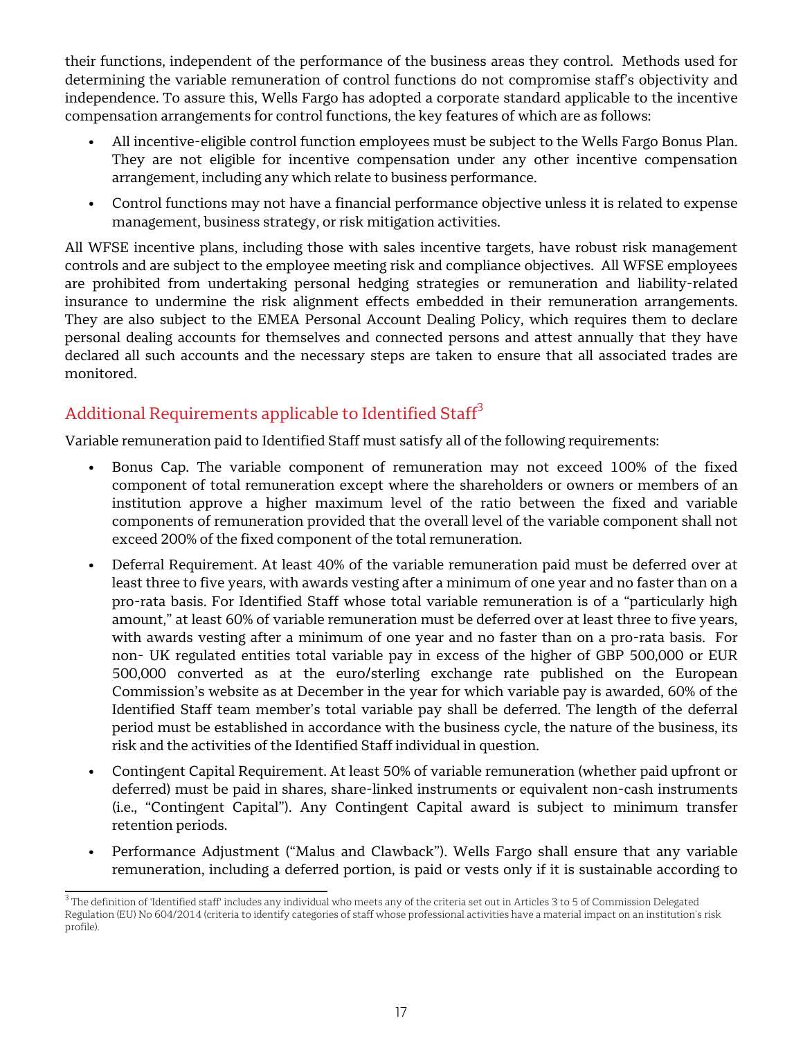their functions, independent of the performance of the business areas they control. Methods used for determining the variable remuneration of control functions do not compromise staff's objectivity and independence. To assure this, Wells Fargo has adopted a corporate standard applicable to the incentive compensation arrangements for control functions, the key features of which are as follows:

- All incentive-eligible control function employees must be subject to the Wells Fargo Bonus Plan. They are not eligible for incentive compensation under any other incentive compensation arrangement, including any which relate to business performance.
- Control functions may not have a financial performance objective unless it is related to expense management, business strategy, or risk mitigation activities.

All WFSE incentive plans, including those with sales incentive targets, have robust risk management controls and are subject to the employee meeting risk and compliance objectives. All WFSE employees are prohibited from undertaking personal hedging strategies or remuneration and liability-related insurance to undermine the risk alignment effects embedded in their remuneration arrangements. They are also subject to the EMEA Personal Account Dealing Policy, which requires them to declare personal dealing accounts for themselves and connected persons and attest annually that they have declared all such accounts and the necessary steps are taken to ensure that all associated trades are monitored.

## Additional Requirements applicable to Identified Staff[3]

Variable remuneration paid to Identified Staff must satisfy all of the following requirements:

- Bonus Cap. The variable component of remuneration may not exceed 100% of the fixed component of total remuneration except where the shareholders or owners or members of an institution approve a higher maximum level of the ratio between the fixed and variable components of remuneration provided that the overall level of the variable component shall not exceed 200% of the fixed component of the total remuneration.
- Deferral Requirement. At least 40% of the variable remuneration paid must be deferred over at least three to five years, with awards vesting after a minimum of one year and no faster than on a pro-rata basis. For Identified Staff whose total variable remuneration is of a "particularly high amount," at least 60% of variable remuneration must be deferred over at least three to five years, with awards vesting after a minimum of one year and no faster than on a pro-rata basis. For non- UK regulated entities total variable pay in excess of the higher of GBP 500,000 or EUR 500,000 converted as at the euro/sterling exchange rate published on the European Commission's website as at December in the year for which variable pay is awarded, 60% of the Identified Staff team member's total variable pay shall be deferred. The length of the deferral period must be established in accordance with the business cycle, the nature of the business, its risk and the activities of the Identified Staff individual in question.
- Contingent Capital Requirement. At least 50% of variable remuneration (whether paid upfront or deferred) must be paid in shares, share-linked instruments or equivalent non-cash instruments (i.e., "Contingent Capital"). Any Contingent Capital award is subject to minimum transfer retention periods.
- Performance Adjustment ("Malus and Clawback"). Wells Fargo shall ensure that any variable remuneration, including a deferred portion, is paid or vests only if it is sustainable according to

[3] The definition of 'Identified staff' includes any individual who meets any of the criteria set out in Articles 3 to 5 of Commission Delegated Regulation (EU) No 604/2014 (criteria to identify categories of staff whose professional activities have a material impact on an institution's risk profile).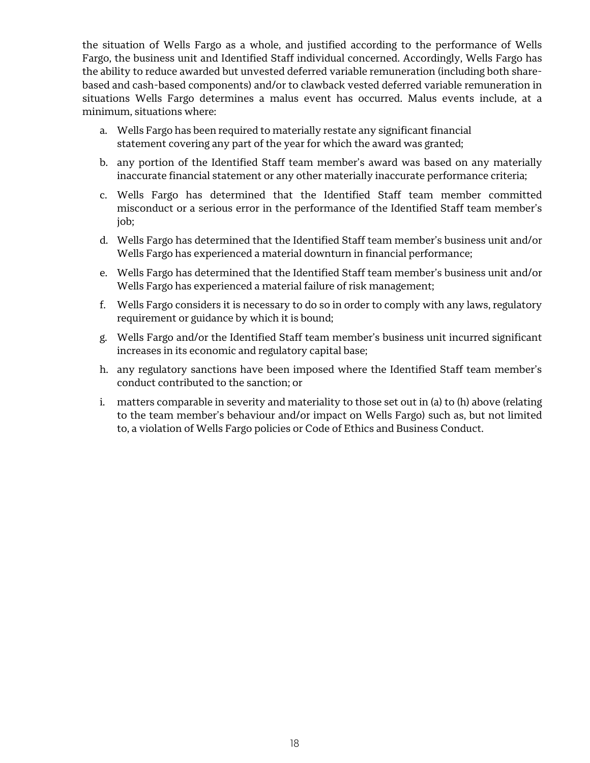the situation of Wells Fargo as a whole, and justified according to the performance of Wells Fargo, the business unit and Identified Staff individual concerned. Accordingly, Wells Fargo has the ability to reduce awarded but unvested deferred variable remuneration (including both share-based and cash-based components) and/or to clawback vested deferred variable remuneration in situations Wells Fargo determines a malus event has occurred. Malus events include, at a minimum, situations where:

a. Wells Fargo has been required to materially restate any significant financial statement covering any part of the year for which the award was granted;

b. any portion of the Identified Staff team member's award was based on any materially inaccurate financial statement or any other materially inaccurate performance criteria;

c. Wells Fargo has determined that the Identified Staff team member committed misconduct or a serious error in the performance of the Identified Staff team member's job;

d. Wells Fargo has determined that the Identified Staff team member's business unit and/or Wells Fargo has experienced a material downturn in financial performance;

e. Wells Fargo has determined that the Identified Staff team member's business unit and/or Wells Fargo has experienced a material failure of risk management;

f. Wells Fargo considers it is necessary to do so in order to comply with any laws, regulatory requirement or guidance by which it is bound;

g. Wells Fargo and/or the Identified Staff team member's business unit incurred significant increases in its economic and regulatory capital base;

h. any regulatory sanctions have been imposed where the Identified Staff team member's conduct contributed to the sanction; or

i. matters comparable in severity and materiality to those set out in (a) to (h) above (relating to the team member's behaviour and/or impact on Wells Fargo) such as, but not limited to, a violation of Wells Fargo policies or Code of Ethics and Business Conduct.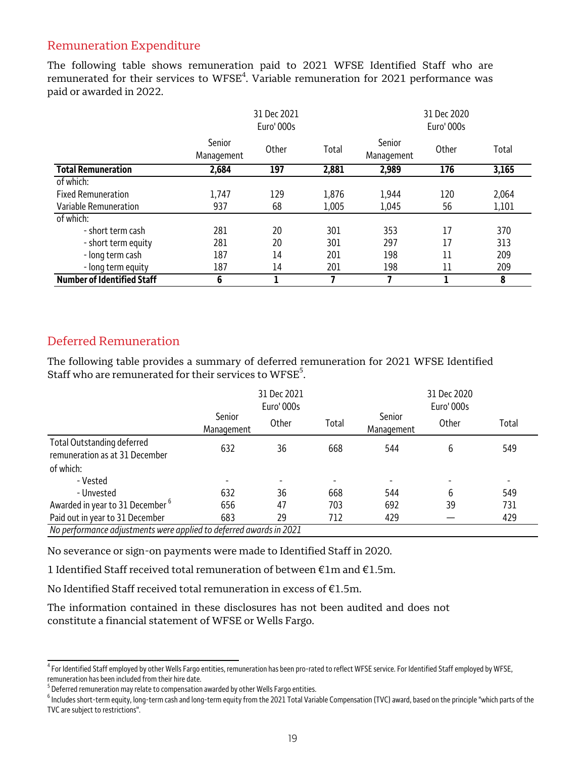## Remuneration Expenditure

The following table shows remuneration paid to 2021 WFSE Identified Staff who are remunerated for their services to WFSE[4]. Variable remuneration for 2021 performance was paid or awarded in 2022.

| | 31 Dec 2021 Euro' 000s | | | 31 Dec 2020 Euro' 000s | | |
|---|---|---|---|---|---|---|
| | Senior Management | Other | Total | Senior Management | Other | Total |
| **Total Remuneration** | **2,684** | **197** | **2,881** | **2,989** | **176** | **3,165** |
| of which: | | | | | | |
| Fixed Remuneration | 1,747 | 129 | 1,876 | 1,944 | 120 | 2,064 |
| Variable Remuneration | 937 | 68 | 1,005 | 1,045 | 56 | 1,101 |
| of which: | | | | | | |
| - short term cash | 281 | 20 | 301 | 353 | 17 | 370 |
| - short term equity | 281 | 20 | 301 | 297 | 17 | 313 |
| - long term cash | 187 | 14 | 201 | 198 | 11 | 209 |
| - long term equity | 187 | 14 | 201 | 198 | 11 | 209 |
| **Number of Identified Staff** | **6** | **1** | **7** | **7** | **1** | **8** |

## Deferred Remuneration

The following table provides a summary of deferred remuneration for 2021 WFSE Identified Staff who are remunerated for their services to WFSE[5].

| | 31 Dec 2021 Euro' 000s | | | 31 Dec 2020 Euro' 000s | | |
|---|---|---|---|---|---|---|
| | Senior Management | Other | Total | Senior Management | Other | Total |
| Total Outstanding deferred remuneration as at 31 December | 632 | 36 | 668 | 544 | 6 | 549 |
| of which: | | | | | | |
| - Vested | - | - | - | - | - | - |
| - Unvested | 632 | 36 | 668 | 544 | 6 | 549 |
| Awarded in year to 31 December [6] | 656 | 47 | 703 | 692 | 39 | 731 |
| Paid out in year to 31 December | 683 | 29 | 712 | 429 | — | 429 |
| *No performance adjustments were applied to deferred awards in 2021* | | | | | | |

No severance or sign-on payments were made to Identified Staff in 2020.

1 Identified Staff received total remuneration of between €1m and €1.5m.

No Identified Staff received total remuneration in excess of €1.5m.

The information contained in these disclosures has not been audited and does not constitute a financial statement of WFSE or Wells Fargo.

[4] For Identified Staff employed by other Wells Fargo entities, remuneration has been pro-rated to reflect WFSE service. For Identified Staff employed by WFSE, remuneration has been included from their hire date.

[5] Deferred remuneration may relate to compensation awarded by other Wells Fargo entities.

[6] Includes short-term equity, long-term cash and long-term equity from the 2021 Total Variable Compensation (TVC) award, based on the principle "which parts of the TVC are subject to restrictions".